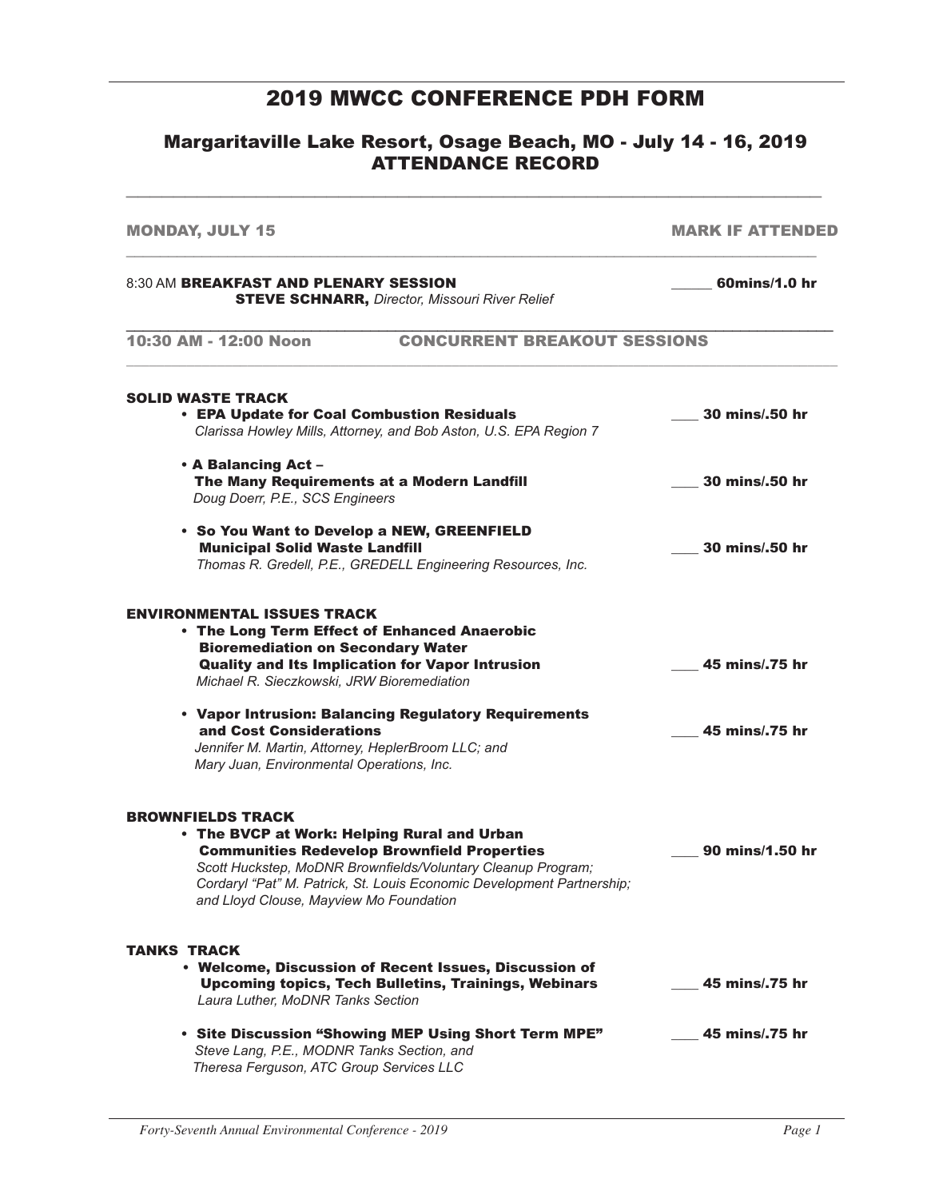# 2019 MWCC CONFERENCE PDH FORM

## Margaritaville Lake Resort, Osage Beach, MO - July 14 - 16, 2019
## ATTENDANCE RECORD

**MONDAY, JULY 15** — **MARK IF ATTENDED**

8:30 AM **BREAKFAST AND PLENARY SESSION** _____ **60mins/1.0 hr**
**STEVE SCHNARR,** *Director, Missouri River Relief*

**10:30 AM - 12:00 Noon** **CONCURRENT BREAKOUT SESSIONS**

### SOLID WASTE TRACK

- **EPA Update for Coal Combustion Residuals** ____ **30 mins/.50 hr**
  *Clarissa Howley Mills, Attorney, and Bob Aston, U.S. EPA Region 7*

- **A Balancing Act – The Many Requirements at a Modern Landfill** ____ **30 mins/.50 hr**
  *Doug Doerr, P.E., SCS Engineers*

- **So You Want to Develop a NEW, GREENFIELD Municipal Solid Waste Landfill** ____ **30 mins/.50 hr**
  *Thomas R. Gredell, P.E., GREDELL Engineering Resources, Inc.*

### ENVIRONMENTAL ISSUES TRACK

- **The Long Term Effect of Enhanced Anaerobic Bioremediation on Secondary Water Quality and Its Implication for Vapor Intrusion** ____ **45 mins/.75 hr**
  *Michael R. Sieczkowski, JRW Bioremediation*

- **Vapor Intrusion: Balancing Regulatory Requirements and Cost Considerations** ____ **45 mins/.75 hr**
  *Jennifer M. Martin, Attorney, HeplerBroom LLC; and Mary Juan, Environmental Operations, Inc.*

### BROWNFIELDS TRACK

- **The BVCP at Work: Helping Rural and Urban Communities Redevelop Brownfield Properties** ____ **90 mins/1.50 hr**
  *Scott Huckstep, MoDNR Brownfields/Voluntary Cleanup Program; Cordaryl "Pat" M. Patrick, St. Louis Economic Development Partnership; and Lloyd Clouse, Mayview Mo Foundation*

### TANKS TRACK

- **Welcome, Discussion of Recent Issues, Discussion of Upcoming topics, Tech Bulletins, Trainings, Webinars** ____ **45 mins/.75 hr**
  *Laura Luther, MoDNR Tanks Section*

- **Site Discussion "Showing MEP Using Short Term MPE"** ____ **45 mins/.75 hr**
  *Steve Lang, P.E., MODNR Tanks Section, and Theresa Ferguson, ATC Group Services LLC*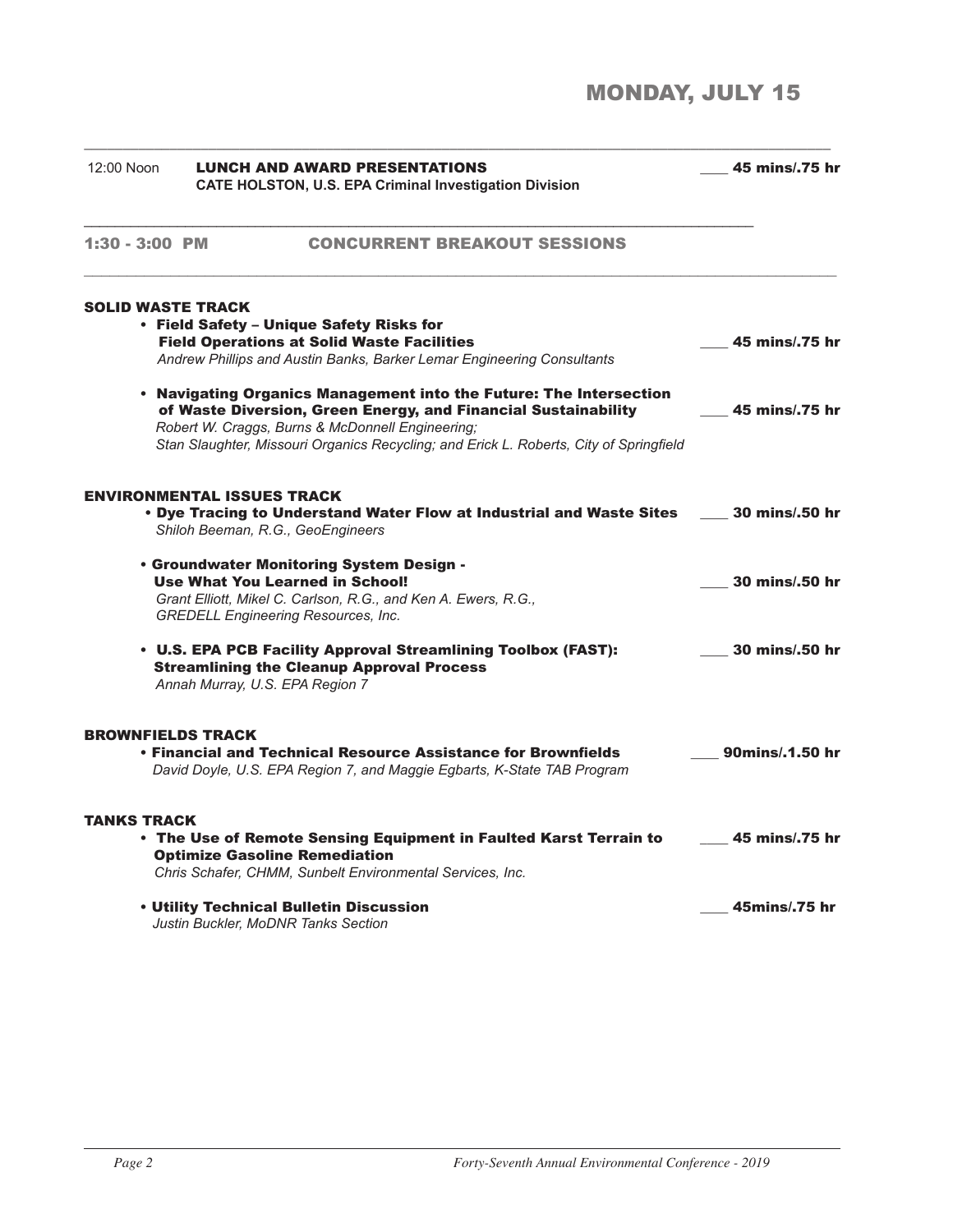# MONDAY, JULY 15

12:00 Noon **LUNCH AND AWARD PRESENTATIONS** ____ **45 mins/.75 hr**
**CATE HOLSTON, U.S. EPA Criminal Investigation Division**

## 1:30 - 3:00 PM CONCURRENT BREAKOUT SESSIONS

### SOLID WASTE TRACK

- **Field Safety – Unique Safety Risks for Field Operations at Solid Waste Facilities** ____ **45 mins/.75 hr**
  *Andrew Phillips and Austin Banks, Barker Lemar Engineering Consultants*

- **Navigating Organics Management into the Future: The Intersection of Waste Diversion, Green Energy, and Financial Sustainability** ____ **45 mins/.75 hr**
  *Robert W. Craggs, Burns & McDonnell Engineering;*
  *Stan Slaughter, Missouri Organics Recycling; and Erick L. Roberts, City of Springfield*

### ENVIRONMENTAL ISSUES TRACK

- **Dye Tracing to Understand Water Flow at Industrial and Waste Sites** ____ **30 mins/.50 hr**
  *Shiloh Beeman, R.G., GeoEngineers*

- **Groundwater Monitoring System Design - Use What You Learned in School!** ____ **30 mins/.50 hr**
  *Grant Elliott, Mikel C. Carlson, R.G., and Ken A. Ewers, R.G., GREDELL Engineering Resources, Inc.*

- **U.S. EPA PCB Facility Approval Streamlining Toolbox (FAST): Streamlining the Cleanup Approval Process** ____ **30 mins/.50 hr**
  *Annah Murray, U.S. EPA Region 7*

### BROWNFIELDS TRACK

- **Financial and Technical Resource Assistance for Brownfields** ____ **90mins/.1.50 hr**
  *David Doyle, U.S. EPA Region 7, and Maggie Egbarts, K-State TAB Program*

### TANKS TRACK

- **The Use of Remote Sensing Equipment in Faulted Karst Terrain to Optimize Gasoline Remediation** ____ **45 mins/.75 hr**
  *Chris Schafer, CHMM, Sunbelt Environmental Services, Inc.*

- **Utility Technical Bulletin Discussion** ____ **45mins/.75 hr**
  *Justin Buckler, MoDNR Tanks Section*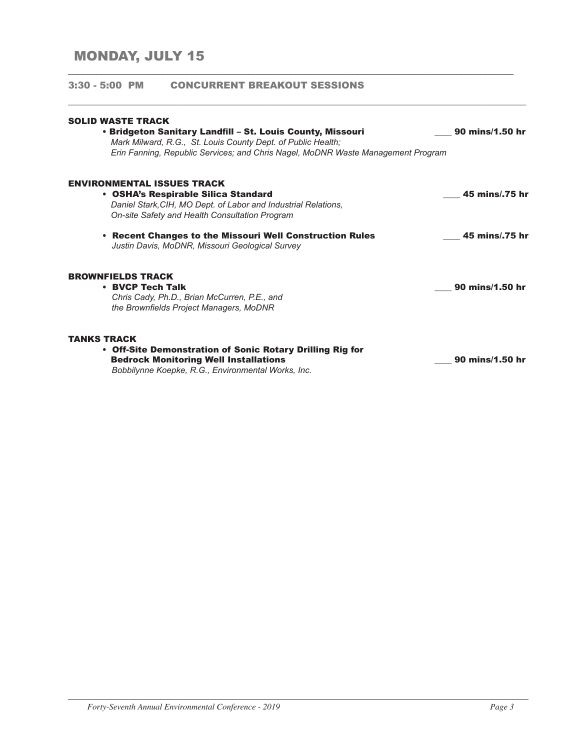# MONDAY, JULY 15

## 3:30 - 5:00 PM CONCURRENT BREAKOUT SESSIONS

### SOLID WASTE TRACK

- **Bridgeton Sanitary Landfill – St. Louis County, Missouri** ___ 90 mins/1.50 hr
  *Mark Milward, R.G., St. Louis County Dept. of Public Health;*
  *Erin Fanning, Republic Services; and Chris Nagel, MoDNR Waste Management Program*

### ENVIRONMENTAL ISSUES TRACK

- **OSHA's Respirable Silica Standard** ___ 45 mins/.75 hr
  *Daniel Stark,CIH, MO Dept. of Labor and Industrial Relations,*
  *On-site Safety and Health Consultation Program*

- **Recent Changes to the Missouri Well Construction Rules** ___ 45 mins/.75 hr
  *Justin Davis, MoDNR, Missouri Geological Survey*

### BROWNFIELDS TRACK

- **BVCP Tech Talk** ___ 90 mins/1.50 hr
  *Chris Cady, Ph.D., Brian McCurren, P.E., and*
  *the Brownfields Project Managers, MoDNR*

### TANKS TRACK

- **Off-Site Demonstration of Sonic Rotary Drilling Rig for Bedrock Monitoring Well Installations** ___ 90 mins/1.50 hr
  *Bobbilynne Koepke, R.G., Environmental Works, Inc.*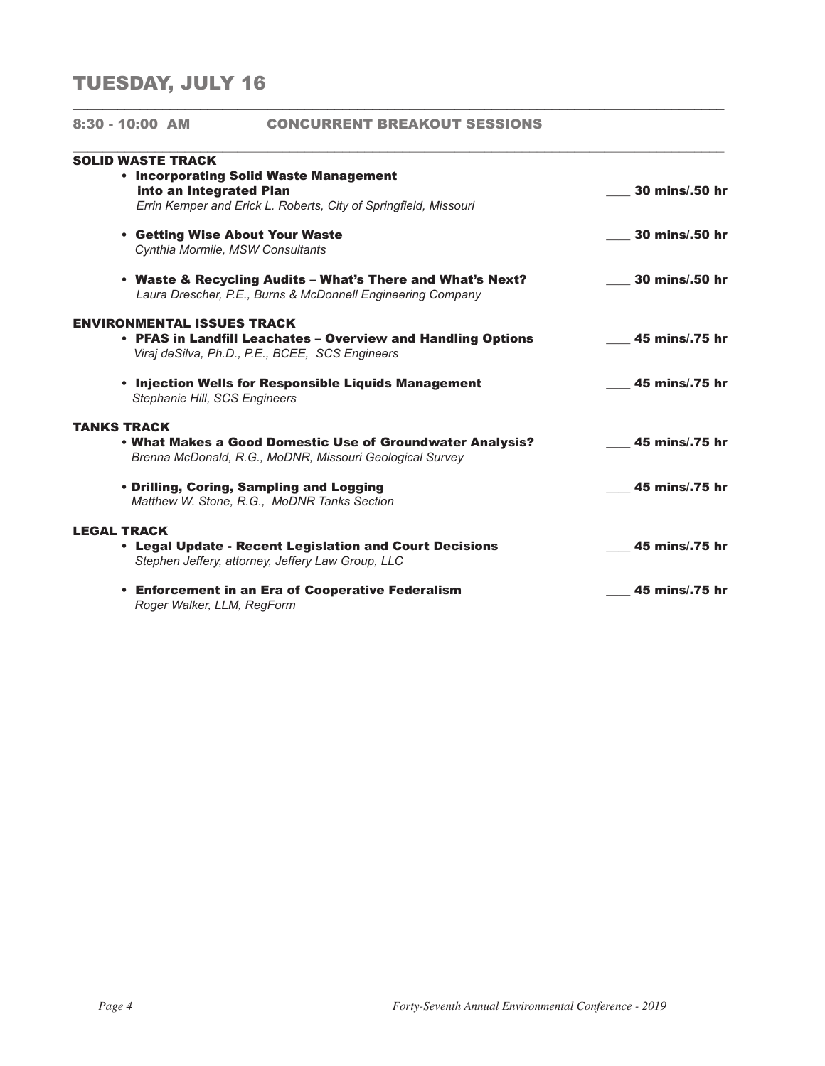# TUESDAY, JULY 16

## 8:30 - 10:00 AM CONCURRENT BREAKOUT SESSIONS

### SOLID WASTE TRACK

- **Incorporating Solid Waste Management into an Integrated Plan** ____ **30 mins/.50 hr**
  *Errin Kemper and Erick L. Roberts, City of Springfield, Missouri*

- **Getting Wise About Your Waste** ____ **30 mins/.50 hr**
  *Cynthia Mormile, MSW Consultants*

- **Waste & Recycling Audits – What's There and What's Next?** ____ **30 mins/.50 hr**
  *Laura Drescher, P.E., Burns & McDonnell Engineering Company*

### ENVIRONMENTAL ISSUES TRACK

- **PFAS in Landfill Leachates – Overview and Handling Options** ____ **45 mins/.75 hr**
  *Viraj deSilva, Ph.D., P.E., BCEE, SCS Engineers*

- **Injection Wells for Responsible Liquids Management** ____ **45 mins/.75 hr**
  *Stephanie Hill, SCS Engineers*

### TANKS TRACK

- **What Makes a Good Domestic Use of Groundwater Analysis?** ____ **45 mins/.75 hr**
  *Brenna McDonald, R.G., MoDNR, Missouri Geological Survey*

- **Drilling, Coring, Sampling and Logging** ____ **45 mins/.75 hr**
  *Matthew W. Stone, R.G., MoDNR Tanks Section*

### LEGAL TRACK

- **Legal Update - Recent Legislation and Court Decisions** ____ **45 mins/.75 hr**
  *Stephen Jeffery, attorney, Jeffery Law Group, LLC*

- **Enforcement in an Era of Cooperative Federalism** ____ **45 mins/.75 hr**
  *Roger Walker, LLM, RegForm*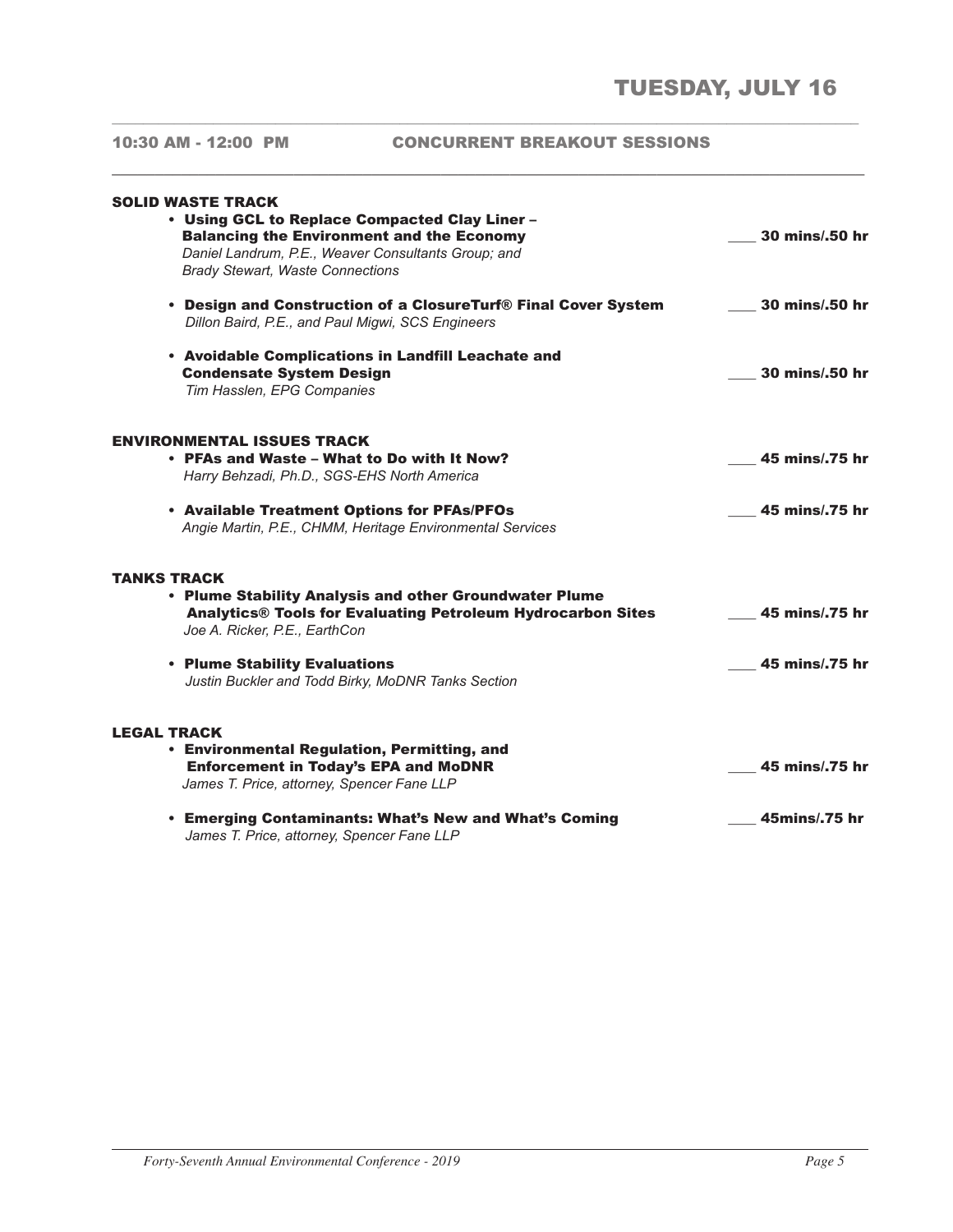# TUESDAY, JULY 16

## 10:30 AM - 12:00 PM CONCURRENT BREAKOUT SESSIONS

### SOLID WASTE TRACK

- **Using GCL to Replace Compacted Clay Liner – Balancing the Environment and the Economy** ___ **30 mins/.50 hr**
  *Daniel Landrum, P.E., Weaver Consultants Group; and Brady Stewart, Waste Connections*

- **Design and Construction of a ClosureTurf® Final Cover System** ___ **30 mins/.50 hr**
  *Dillon Baird, P.E., and Paul Migwi, SCS Engineers*

- **Avoidable Complications in Landfill Leachate and Condensate System Design** ___ **30 mins/.50 hr**
  *Tim Hasslen, EPG Companies*

### ENVIRONMENTAL ISSUES TRACK

- **PFAs and Waste – What to Do with It Now?** ___ **45 mins/.75 hr**
  *Harry Behzadi, Ph.D., SGS-EHS North America*

- **Available Treatment Options for PFAs/PFOs** ___ **45 mins/.75 hr**
  *Angie Martin, P.E., CHMM, Heritage Environmental Services*

### TANKS TRACK

- **Plume Stability Analysis and other Groundwater Plume Analytics® Tools for Evaluating Petroleum Hydrocarbon Sites** ___ **45 mins/.75 hr**
  *Joe A. Ricker, P.E., EarthCon*

- **Plume Stability Evaluations** ___ **45 mins/.75 hr**
  *Justin Buckler and Todd Birky, MoDNR Tanks Section*

### LEGAL TRACK

- **Environmental Regulation, Permitting, and Enforcement in Today's EPA and MoDNR** ___ **45 mins/.75 hr**
  *James T. Price, attorney, Spencer Fane LLP*

- **Emerging Contaminants: What's New and What's Coming** ___ **45mins/.75 hr**
  *James T. Price, attorney, Spencer Fane LLP*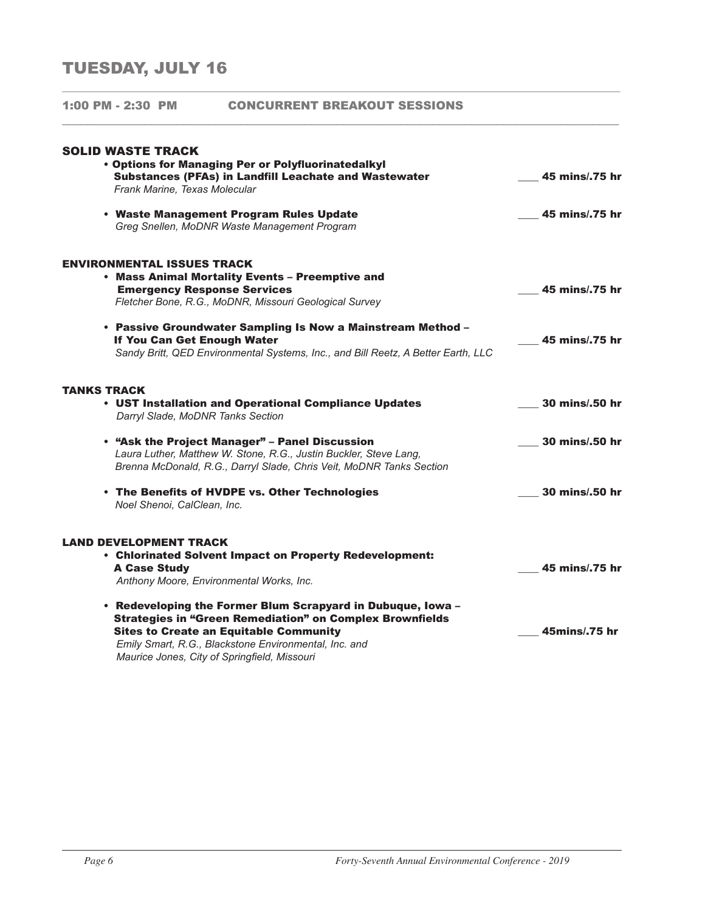# TUESDAY, JULY 16

## 1:00 PM - 2:30 PM CONCURRENT BREAKOUT SESSIONS

### SOLID WASTE TRACK

- **Options for Managing Per or Polyfluorinatedalkyl Substances (PFAs) in Landfill Leachate and Wastewater** ____ **45 mins/.75 hr**
  *Frank Marine, Texas Molecular*

- **Waste Management Program Rules Update** ____ **45 mins/.75 hr**
  *Greg Snellen, MoDNR Waste Management Program*

### ENVIRONMENTAL ISSUES TRACK

- **Mass Animal Mortality Events – Preemptive and Emergency Response Services** ____ **45 mins/.75 hr**
  *Fletcher Bone, R.G., MoDNR, Missouri Geological Survey*

- **Passive Groundwater Sampling Is Now a Mainstream Method – If You Can Get Enough Water** ____ **45 mins/.75 hr**
  *Sandy Britt, QED Environmental Systems, Inc., and Bill Reetz, A Better Earth, LLC*

### TANKS TRACK

- **UST Installation and Operational Compliance Updates** ____ **30 mins/.50 hr**
  *Darryl Slade, MoDNR Tanks Section*

- **"Ask the Project Manager" – Panel Discussion** ____ **30 mins/.50 hr**
  *Laura Luther, Matthew W. Stone, R.G., Justin Buckler, Steve Lang, Brenna McDonald, R.G., Darryl Slade, Chris Veit, MoDNR Tanks Section*

- **The Benefits of HVDPE vs. Other Technologies** ____ **30 mins/.50 hr**
  *Noel Shenoi, CalClean, Inc.*

### LAND DEVELOPMENT TRACK

- **Chlorinated Solvent Impact on Property Redevelopment: A Case Study** ____ **45 mins/.75 hr**
  *Anthony Moore, Environmental Works, Inc.*

- **Redeveloping the Former Blum Scrapyard in Dubuque, Iowa – Strategies in "Green Remediation" on Complex Brownfields Sites to Create an Equitable Community** ____ **45mins/.75 hr**
  *Emily Smart, R.G., Blackstone Environmental, Inc. and Maurice Jones, City of Springfield, Missouri*